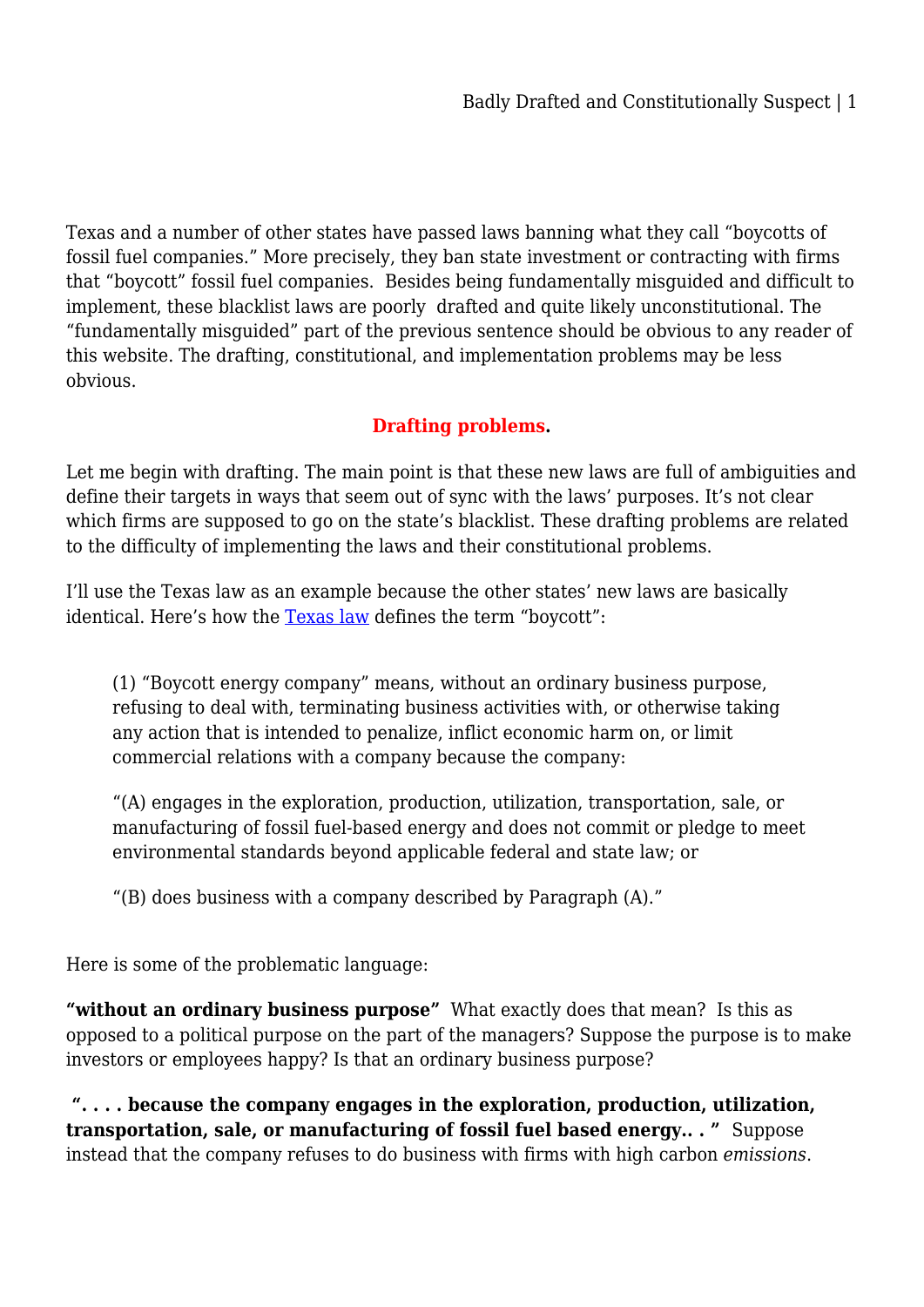Texas and a number of other states have passed laws banning what they call "boycotts of fossil fuel companies." More precisely, they ban state investment or contracting with firms that "boycott" fossil fuel companies. Besides being fundamentally misguided and difficult to implement, these blacklist laws are poorly drafted and quite likely unconstitutional. The "fundamentally misguided" part of the previous sentence should be obvious to any reader of this website. The drafting, constitutional, and implementation problems may be less obvious.

## Drafting problems.

Let me begin with drafting. The main point is that these new laws are full of ambiguities and define their targets in ways that seem out of sync with the laws' purposes. It's not clear which firms are supposed to go on the state's blacklist. These drafting problems are related to the difficulty of implementing the laws and their constitutional problems.

I'll use the Texas law as an example because the other states' new laws are basically identical. Here's how the [Texas law]() defines the term "boycott":

> (1) "Boycott energy company" means, without an ordinary business purpose, refusing to deal with, terminating business activities with, or otherwise taking any action that is intended to penalize, inflict economic harm on, or limit commercial relations with a company because the company:
>
> "(A) engages in the exploration, production, utilization, transportation, sale, or manufacturing of fossil fuel-based energy and does not commit or pledge to meet environmental standards beyond applicable federal and state law; or
>
> "(B) does business with a company described by Paragraph (A)."

Here is some of the problematic language:

**"without an ordinary business purpose"** What exactly does that mean? Is this as opposed to a political purpose on the part of the managers? Suppose the purpose is to make investors or employees happy? Is that an ordinary business purpose?

**". . . . because the company engages in the exploration, production, utilization, transportation, sale, or manufacturing of fossil fuel based energy.. . "** Suppose instead that the company refuses to do business with firms with high carbon *emissions*.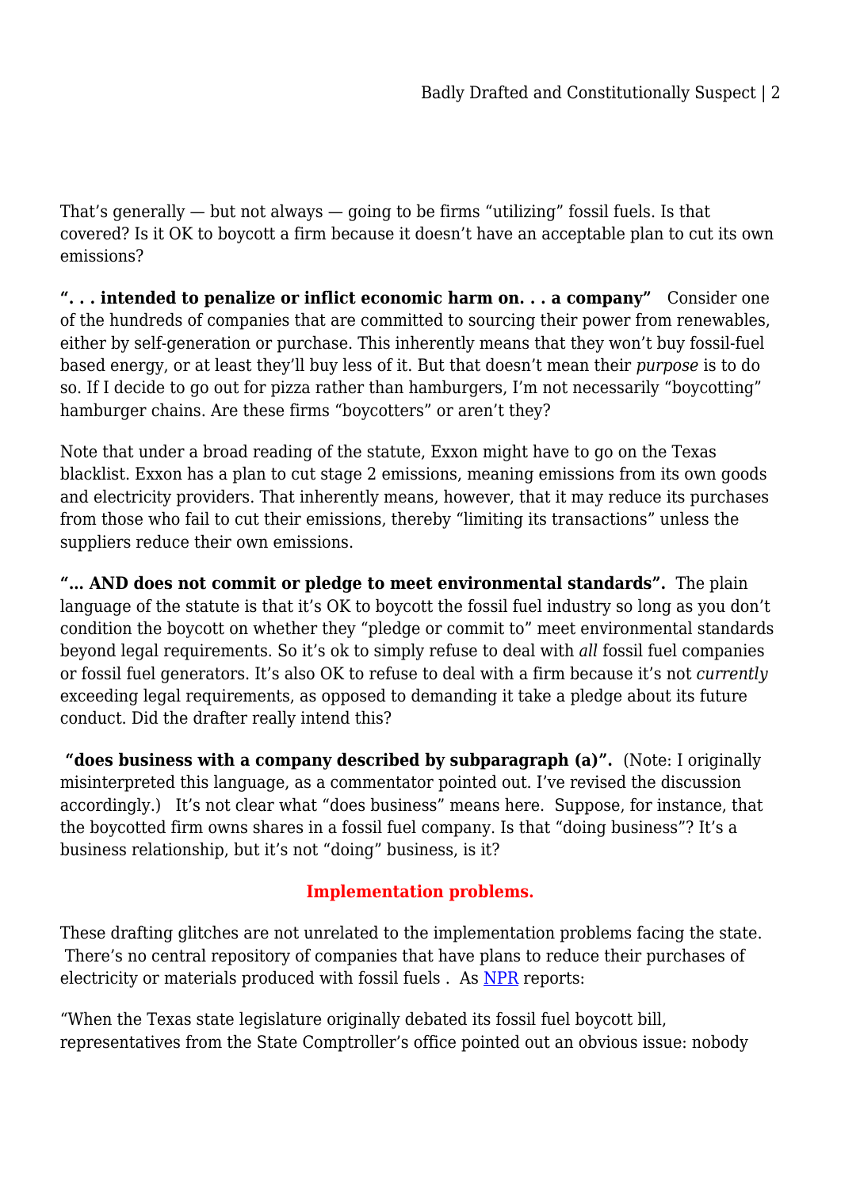That's generally — but not always — going to be firms "utilizing" fossil fuels. Is that covered? Is it OK to boycott a firm because it doesn't have an acceptable plan to cut its own emissions?

**". . . intended to penalize or inflict economic harm on. . . a company"** Consider one of the hundreds of companies that are committed to sourcing their power from renewables, either by self-generation or purchase. This inherently means that they won't buy fossil-fuel based energy, or at least they'll buy less of it. But that doesn't mean their *purpose* is to do so. If I decide to go out for pizza rather than hamburgers, I'm not necessarily "boycotting" hamburger chains. Are these firms "boycotters" or aren't they?

Note that under a broad reading of the statute, Exxon might have to go on the Texas blacklist. Exxon has a plan to cut stage 2 emissions, meaning emissions from its own goods and electricity providers. That inherently means, however, that it may reduce its purchases from those who fail to cut their emissions, thereby "limiting its transactions" unless the suppliers reduce their own emissions.

**"… AND does not commit or pledge to meet environmental standards".** The plain language of the statute is that it's OK to boycott the fossil fuel industry so long as you don't condition the boycott on whether they "pledge or commit to" meet environmental standards beyond legal requirements. So it's ok to simply refuse to deal with *all* fossil fuel companies or fossil fuel generators. It's also OK to refuse to deal with a firm because it's not *currently* exceeding legal requirements, as opposed to demanding it take a pledge about its future conduct. Did the drafter really intend this?

**"does business with a company described by subparagraph (a)".** (Note: I originally misinterpreted this language, as a commentator pointed out. I've revised the discussion accordingly.) It's not clear what "does business" means here. Suppose, for instance, that the boycotted firm owns shares in a fossil fuel company. Is that "doing business"? It's a business relationship, but it's not "doing" business, is it?

## Implementation problems.

These drafting glitches are not unrelated to the implementation problems facing the state. There's no central repository of companies that have plans to reduce their purchases of electricity or materials produced with fossil fuels . As NPR reports:

"When the Texas state legislature originally debated its fossil fuel boycott bill, representatives from the State Comptroller's office pointed out an obvious issue: nobody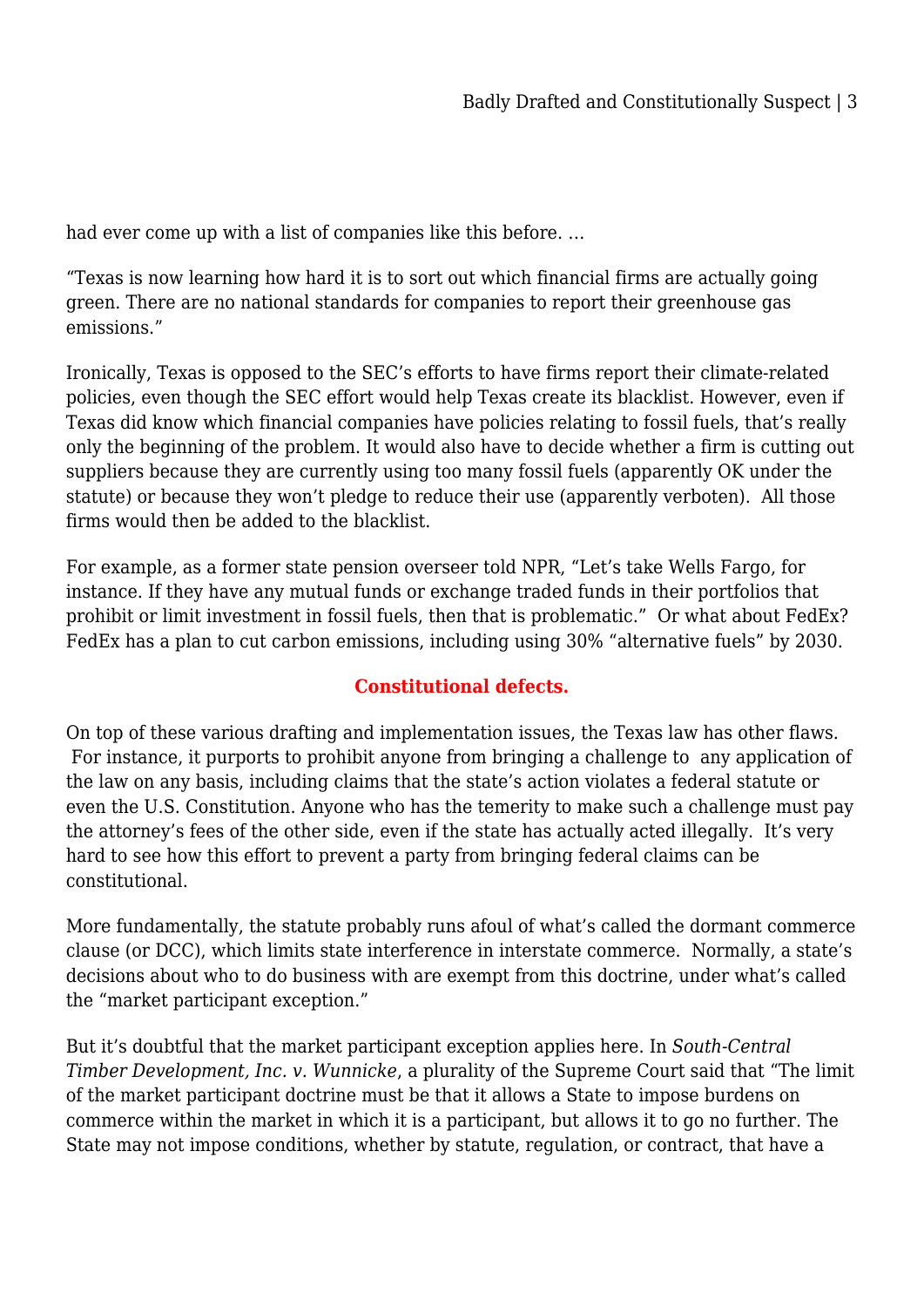had ever come up with a list of companies like this before. …

"Texas is now learning how hard it is to sort out which financial firms are actually going green. There are no national standards for companies to report their greenhouse gas emissions."

Ironically, Texas is opposed to the SEC's efforts to have firms report their climate-related policies, even though the SEC effort would help Texas create its blacklist. However, even if Texas did know which financial companies have policies relating to fossil fuels, that's really only the beginning of the problem. It would also have to decide whether a firm is cutting out suppliers because they are currently using too many fossil fuels (apparently OK under the statute) or because they won't pledge to reduce their use (apparently verboten). All those firms would then be added to the blacklist.

For example, as a former state pension overseer told NPR, "Let's take Wells Fargo, for instance. If they have any mutual funds or exchange traded funds in their portfolios that prohibit or limit investment in fossil fuels, then that is problematic." Or what about FedEx? FedEx has a plan to cut carbon emissions, including using 30% "alternative fuels" by 2030.

## Constitutional defects.

On top of these various drafting and implementation issues, the Texas law has other flaws. For instance, it purports to prohibit anyone from bringing a challenge to any application of the law on any basis, including claims that the state's action violates a federal statute or even the U.S. Constitution. Anyone who has the temerity to make such a challenge must pay the attorney's fees of the other side, even if the state has actually acted illegally. It's very hard to see how this effort to prevent a party from bringing federal claims can be constitutional.

More fundamentally, the statute probably runs afoul of what's called the dormant commerce clause (or DCC), which limits state interference in interstate commerce. Normally, a state's decisions about who to do business with are exempt from this doctrine, under what's called the "market participant exception."

But it's doubtful that the market participant exception applies here. In *South-Central Timber Development, Inc. v. Wunnicke*, a plurality of the Supreme Court said that "The limit of the market participant doctrine must be that it allows a State to impose burdens on commerce within the market in which it is a participant, but allows it to go no further. The State may not impose conditions, whether by statute, regulation, or contract, that have a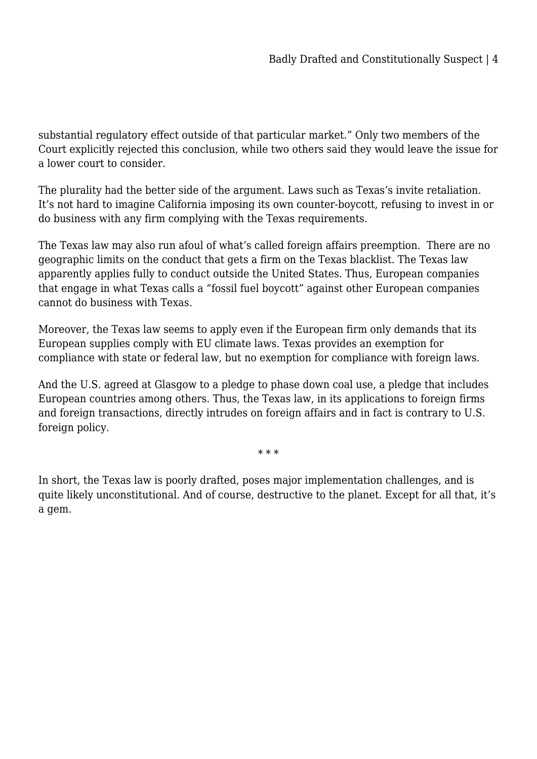substantial regulatory effect outside of that particular market." Only two members of the Court explicitly rejected this conclusion, while two others said they would leave the issue for a lower court to consider.

The plurality had the better side of the argument. Laws such as Texas's invite retaliation. It's not hard to imagine California imposing its own counter-boycott, refusing to invest in or do business with any firm complying with the Texas requirements.

The Texas law may also run afoul of what's called foreign affairs preemption. There are no geographic limits on the conduct that gets a firm on the Texas blacklist. The Texas law apparently applies fully to conduct outside the United States. Thus, European companies that engage in what Texas calls a "fossil fuel boycott" against other European companies cannot do business with Texas.

Moreover, the Texas law seems to apply even if the European firm only demands that its European supplies comply with EU climate laws. Texas provides an exemption for compliance with state or federal law, but no exemption for compliance with foreign laws.

And the U.S. agreed at Glasgow to a pledge to phase down coal use, a pledge that includes European countries among others. Thus, the Texas law, in its applications to foreign firms and foreign transactions, directly intrudes on foreign affairs and in fact is contrary to U.S. foreign policy.

* * *

In short, the Texas law is poorly drafted, poses major implementation challenges, and is quite likely unconstitutional. And of course, destructive to the planet. Except for all that, it's a gem.